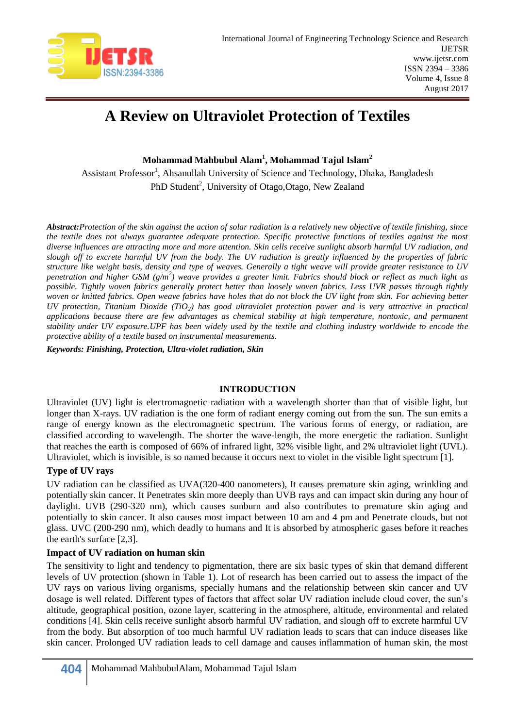# A Review on Ultraviolet Protection of Textiles

**Mohammad Mahbubul Alam[1], Mohammad Tajul Islam[2]**

Assistant Professor[1], Ahsanullah University of Science and Technology, Dhaka, Bangladesh

PhD Student[2], University of Otago,Otago, New Zealand

***Abstract:****Protection of the skin against the action of solar radiation is a relatively new objective of textile finishing, since the textile does not always guarantee adequate protection. Specific protective functions of textiles against the most diverse influences are attracting more and more attention. Skin cells receive sunlight absorb harmful UV radiation, and slough off to excrete harmful UV from the body. The UV radiation is greatly influenced by the properties of fabric structure like weight basis, density and type of weaves. Generally a tight weave will provide greater resistance to UV penetration and higher GSM ($g/m^2$) weave provides a greater limit. Fabrics should block or reflect as much light as possible. Tightly woven fabrics generally protect better than loosely woven fabrics. Less UVR passes through tightly woven or knitted fabrics. Open weave fabrics have holes that do not block the UV light from skin. For achieving better UV protection, Titanium Dioxide ($TiO_2$) has good ultraviolet protection power and is very attractive in practical applications because there are few advantages as chemical stability at high temperature, nontoxic, and permanent stability under UV exposure.UPF has been widely used by the textile and clothing industry worldwide to encode the protective ability of a textile based on instrumental measurements.*

***Keywords: Finishing, Protection, Ultra-violet radiation, Skin***

## INTRODUCTION

Ultraviolet (UV) light is electromagnetic radiation with a wavelength shorter than that of visible light, but longer than X-rays. UV radiation is the one form of radiant energy coming out from the sun. The sun emits a range of energy known as the electromagnetic spectrum. The various forms of energy, or radiation, are classified according to wavelength. The shorter the wave-length, the more energetic the radiation. Sunlight that reaches the earth is composed of 66% of infrared light, 32% visible light, and 2% ultraviolet light (UVL). Ultraviolet, which is invisible, is so named because it occurs next to violet in the visible light spectrum [1].

### Type of UV rays

UV radiation can be classified as UVA(320-400 nanometers), It causes premature skin aging, wrinkling and potentially skin cancer. It Penetrates skin more deeply than UVB rays and can impact skin during any hour of daylight. UVB (290-320 nm), which causes sunburn and also contributes to premature skin aging and potentially to skin cancer. It also causes most impact between 10 am and 4 pm and Penetrate clouds, but not glass. UVC (200-290 nm), which deadly to humans and It is absorbed by atmospheric gases before it reaches the earth's surface [2,3].

### Impact of UV radiation on human skin

The sensitivity to light and tendency to pigmentation, there are six basic types of skin that demand different levels of UV protection (shown in Table 1). Lot of research has been carried out to assess the impact of the UV rays on various living organisms, specially humans and the relationship between skin cancer and UV dosage is well related. Different types of factors that affect solar UV radiation include cloud cover, the sun's altitude, geographical position, ozone layer, scattering in the atmosphere, altitude, environmental and related conditions [4]. Skin cells receive sunlight absorb harmful UV radiation, and slough off to excrete harmful UV from the body. But absorption of too much harmful UV radiation leads to scars that can induce diseases like skin cancer. Prolonged UV radiation leads to cell damage and causes inflammation of human skin, the most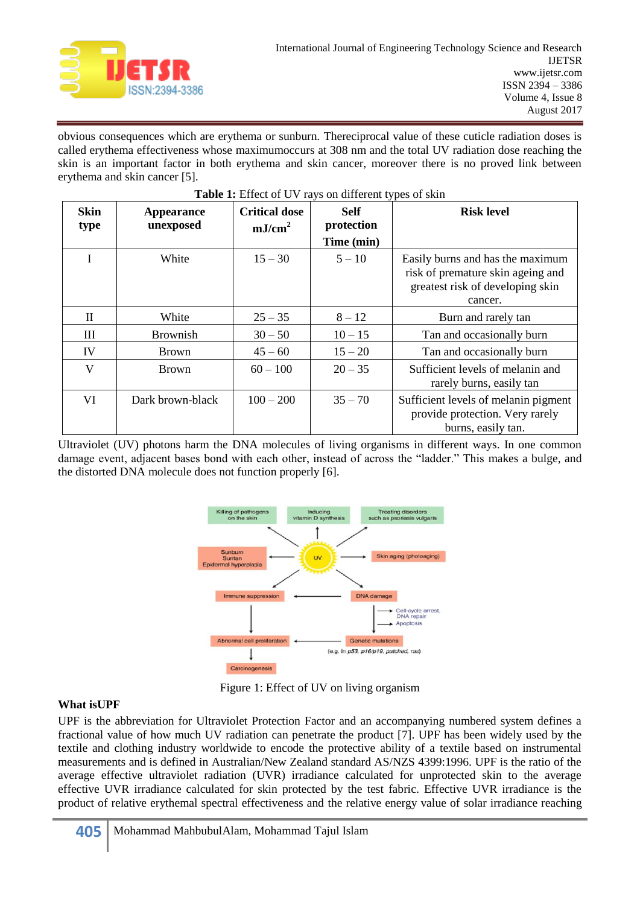obvious consequences which are erythema or sunburn. Thereciprocal value of these cuticle radiation doses is called erythema effectiveness whose maximumoccurs at 308 nm and the total UV radiation dose reaching the skin is an important factor in both erythema and skin cancer, moreover there is no proved link between erythema and skin cancer [5].

**Table 1:** Effect of UV rays on different types of skin

| Skin type | Appearance unexposed | Critical dose mJ/cm$^2$ | Self protection Time (min) | Risk level |
|---|---|---|---|---|
| I | White | 15 – 30 | 5 – 10 | Easily burns and has the maximum risk of premature skin ageing and greatest risk of developing skin cancer. |
| II | White | 25 – 35 | 8 – 12 | Burn and rarely tan |
| III | Brownish | 30 – 50 | 10 – 15 | Tan and occasionally burn |
| IV | Brown | 45 – 60 | 15 – 20 | Tan and occasionally burn |
| V | Brown | 60 – 100 | 20 – 35 | Sufficient levels of melanin and rarely burns, easily tan |
| VI | Dark brown-black | 100 – 200 | 35 – 70 | Sufficient levels of melanin pigment provide protection. Very rarely burns, easily tan. |

Ultraviolet (UV) photons harm the DNA molecules of living organisms in different ways. In one common damage event, adjacent bases bond with each other, instead of across the "ladder." This makes a bulge, and the distorted DNA molecule does not function properly [6].

Figure 1: Effect of UV on living organism

**What isUPF**

UPF is the abbreviation for Ultraviolet Protection Factor and an accompanying numbered system defines a fractional value of how much UV radiation can penetrate the product [7]. UPF has been widely used by the textile and clothing industry worldwide to encode the protective ability of a textile based on instrumental measurements and is defined in Australian/New Zealand standard AS/NZS 4399:1996. UPF is the ratio of the average effective ultraviolet radiation (UVR) irradiance calculated for unprotected skin to the average effective UVR irradiance calculated for skin protected by the test fabric. Effective UVR irradiance is the product of relative erythemal spectral effectiveness and the relative energy value of solar irradiance reaching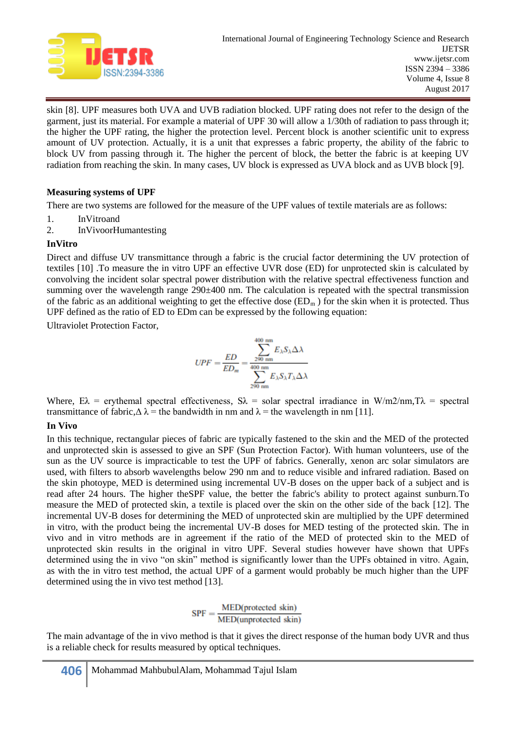skin [8]. UPF measures both UVA and UVB radiation blocked. UPF rating does not refer to the design of the garment, just its material. For example a material of UPF 30 will allow a 1/30th of radiation to pass through it; the higher the UPF rating, the higher the protection level. Percent block is another scientific unit to express amount of UV protection. Actually, it is a unit that expresses a fabric property, the ability of the fabric to block UV from passing through it. The higher the percent of block, the better the fabric is at keeping UV radiation from reaching the skin. In many cases, UV block is expressed as UVA block and as UVB block [9].

**Measuring systems of UPF**

There are two systems are followed for the measure of the UPF values of textile materials are as follows:

1. InVitroand
2. InVivoorHumantesting

**InVitro**

Direct and diffuse UV transmittance through a fabric is the crucial factor determining the UV protection of textiles [10] .To measure the in vitro UPF an effective UVR dose (ED) for unprotected skin is calculated by convolving the incident solar spectral power distribution with the relative spectral effectiveness function and summing over the wavelength range 290±400 nm. The calculation is repeated with the spectral transmission of the fabric as an additional weighting to get the effective dose ($ED_m$ ) for the skin when it is protected. Thus UPF defined as the ratio of ED to EDm can be expressed by the following equation:

Ultraviolet Protection Factor,

$$UPF = \frac{ED}{ED_m} = \frac{\sum_{290\text{ nm}}^{400\text{ nm}} E_\lambda S_\lambda \Delta\lambda}{\sum_{290\text{ nm}}^{400\text{ nm}} E_\lambda S_\lambda T_\lambda \Delta\lambda}$$

Where, $E\lambda$ = erythemal spectral effectiveness, $S\lambda$ = solar spectral irradiance in W/m2/nm, $T\lambda$ = spectral transmittance of fabric, $\Delta\lambda$ = the bandwidth in nm and $\lambda$ = the wavelength in nm [11].

**In Vivo**

In this technique, rectangular pieces of fabric are typically fastened to the skin and the MED of the protected and unprotected skin is assessed to give an SPF (Sun Protection Factor). With human volunteers, use of the sun as the UV source is impracticable to test the UPF of fabrics. Generally, xenon arc solar simulators are used, with filters to absorb wavelengths below 290 nm and to reduce visible and infrared radiation. Based on the skin photopye, MED is determined using incremental UV-B doses on the upper back of a subject and is read after 24 hours. The higher theSPF value, the better the fabric's ability to protect against sunburn.To measure the MED of protected skin, a textile is placed over the skin on the other side of the back [12]. The incremental UV-B doses for determining the MED of unprotected skin are multiplied by the UPF determined in vitro, with the product being the incremental UV-B doses for MED testing of the protected skin. The in vivo and in vitro methods are in agreement if the ratio of the MED of protected skin to the MED of unprotected skin results in the original in vitro UPF. Several studies however have shown that UPFs determined using the in vivo "on skin" method is significantly lower than the UPFs obtained in vitro. Again, as with the in vitro test method, the actual UPF of a garment would probably be much higher than the UPF determined using the in vivo test method [13].

$$SPF = \frac{\text{MED(protected skin)}}{\text{MED(unprotected skin)}}$$

The main advantage of the in vivo method is that it gives the direct response of the human body UVR and thus is a reliable check for results measured by optical techniques.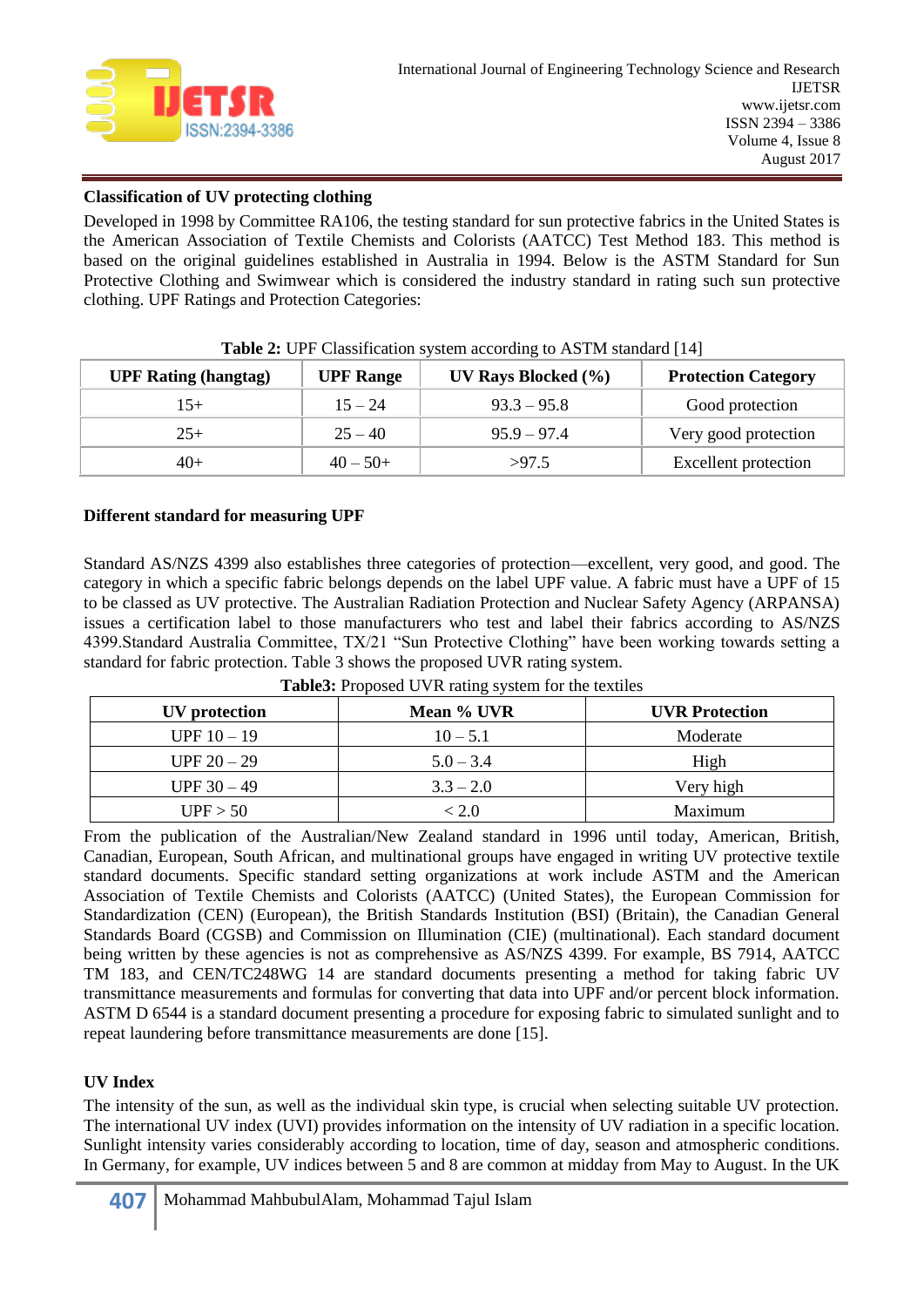### Classification of UV protecting clothing

Developed in 1998 by Committee RA106, the testing standard for sun protective fabrics in the United States is the American Association of Textile Chemists and Colorists (AATCC) Test Method 183. This method is based on the original guidelines established in Australia in 1994. Below is the ASTM Standard for Sun Protective Clothing and Swimwear which is considered the industry standard in rating such sun protective clothing. UPF Ratings and Protection Categories:

**Table 2:** UPF Classification system according to ASTM standard [14]

| UPF Rating (hangtag) | UPF Range | UV Rays Blocked (%) | Protection Category |
|---|---|---|---|
| 15+ | 15 – 24 | 93.3 – 95.8 | Good protection |
| 25+ | 25 – 40 | 95.9 – 97.4 | Very good protection |
| 40+ | 40 – 50+ | >97.5 | Excellent protection |

### Different standard for measuring UPF

Standard AS/NZS 4399 also establishes three categories of protection—excellent, very good, and good. The category in which a specific fabric belongs depends on the label UPF value. A fabric must have a UPF of 15 to be classed as UV protective. The Australian Radiation Protection and Nuclear Safety Agency (ARPANSA) issues a certification label to those manufacturers who test and label their fabrics according to AS/NZS 4399.Standard Australia Committee, TX/21 "Sun Protective Clothing" have been working towards setting a standard for fabric protection. Table 3 shows the proposed UVR rating system.

**Table3:** Proposed UVR rating system for the textiles

| UV protection | Mean % UVR | UVR Protection |
|---|---|---|
| UPF 10 – 19 | 10 – 5.1 | Moderate |
| UPF 20 – 29 | 5.0 – 3.4 | High |
| UPF 30 – 49 | 3.3 – 2.0 | Very high |
| UPF > 50 | < 2.0 | Maximum |

From the publication of the Australian/New Zealand standard in 1996 until today, American, British, Canadian, European, South African, and multinational groups have engaged in writing UV protective textile standard documents. Specific standard setting organizations at work include ASTM and the American Association of Textile Chemists and Colorists (AATCC) (United States), the European Commission for Standardization (CEN) (European), the British Standards Institution (BSI) (Britain), the Canadian General Standards Board (CGSB) and Commission on Illumination (CIE) (multinational). Each standard document being written by these agencies is not as comprehensive as AS/NZS 4399. For example, BS 7914, AATCC TM 183, and CEN/TC248WG 14 are standard documents presenting a method for taking fabric UV transmittance measurements and formulas for converting that data into UPF and/or percent block information. ASTM D 6544 is a standard document presenting a procedure for exposing fabric to simulated sunlight and to repeat laundering before transmittance measurements are done [15].

### UV Index

The intensity of the sun, as well as the individual skin type, is crucial when selecting suitable UV protection. The international UV index (UVI) provides information on the intensity of UV radiation in a specific location. Sunlight intensity varies considerably according to location, time of day, season and atmospheric conditions. In Germany, for example, UV indices between 5 and 8 are common at midday from May to August. In the UK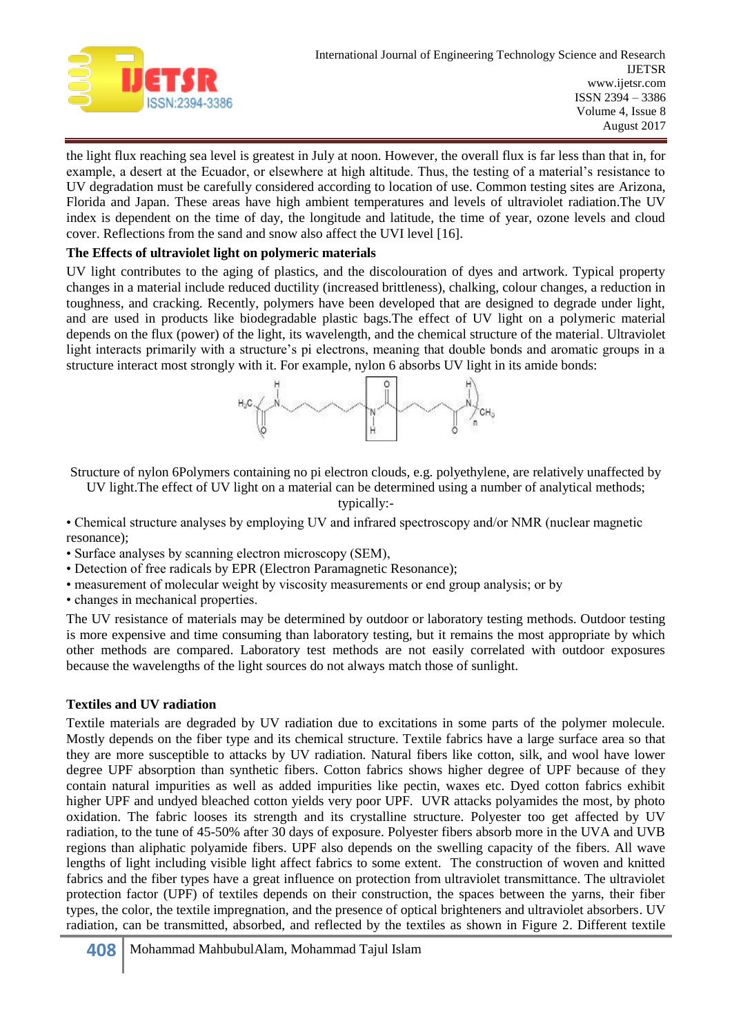the light flux reaching sea level is greatest in July at noon. However, the overall flux is far less than that in, for example, a desert at the Ecuador, or elsewhere at high altitude. Thus, the testing of a material's resistance to UV degradation must be carefully considered according to location of use. Common testing sites are Arizona, Florida and Japan. These areas have high ambient temperatures and levels of ultraviolet radiation.The UV index is dependent on the time of day, the longitude and latitude, the time of year, ozone levels and cloud cover. Reflections from the sand and snow also affect the UVI level [16].

**The Effects of ultraviolet light on polymeric materials**

UV light contributes to the aging of plastics, and the discolouration of dyes and artwork. Typical property changes in a material include reduced ductility (increased brittleness), chalking, colour changes, a reduction in toughness, and cracking. Recently, polymers have been developed that are designed to degrade under light, and are used in products like biodegradable plastic bags.The effect of UV light on a polymeric material depends on the flux (power) of the light, its wavelength, and the chemical structure of the material. Ultraviolet light interacts primarily with a structure's pi electrons, meaning that double bonds and aromatic groups in a structure interact most strongly with it. For example, nylon 6 absorbs UV light in its amide bonds:

Structure of nylon 6Polymers containing no pi electron clouds, e.g. polyethylene, are relatively unaffected by UV light.The effect of UV light on a material can be determined using a number of analytical methods; typically:-

- Chemical structure analyses by employing UV and infrared spectroscopy and/or NMR (nuclear magnetic resonance);
- Surface analyses by scanning electron microscopy (SEM),
- Detection of free radicals by EPR (Electron Paramagnetic Resonance);
- measurement of molecular weight by viscosity measurements or end group analysis; or by
- changes in mechanical properties.

The UV resistance of materials may be determined by outdoor or laboratory testing methods. Outdoor testing is more expensive and time consuming than laboratory testing, but it remains the most appropriate by which other methods are compared. Laboratory test methods are not easily correlated with outdoor exposures because the wavelengths of the light sources do not always match those of sunlight.

**Textiles and UV radiation**

Textile materials are degraded by UV radiation due to excitations in some parts of the polymer molecule. Mostly depends on the fiber type and its chemical structure. Textile fabrics have a large surface area so that they are more susceptible to attacks by UV radiation. Natural fibers like cotton, silk, and wool have lower degree UPF absorption than synthetic fibers. Cotton fabrics shows higher degree of UPF because of they contain natural impurities as well as added impurities like pectin, waxes etc. Dyed cotton fabrics exhibit higher UPF and undyed bleached cotton yields very poor UPF. UVR attacks polyamides the most, by photo oxidation. The fabric looses its strength and its crystalline structure. Polyester too get affected by UV radiation, to the tune of 45-50% after 30 days of exposure. Polyester fibers absorb more in the UVA and UVB regions than aliphatic polyamide fibers. UPF also depends on the swelling capacity of the fibers. All wave lengths of light including visible light affect fabrics to some extent. The construction of woven and knitted fabrics and the fiber types have a great influence on protection from ultraviolet transmittance. The ultraviolet protection factor (UPF) of textiles depends on their construction, the spaces between the yarns, their fiber types, the color, the textile impregnation, and the presence of optical brighteners and ultraviolet absorbers. UV radiation, can be transmitted, absorbed, and reflected by the textiles as shown in Figure 2. Different textile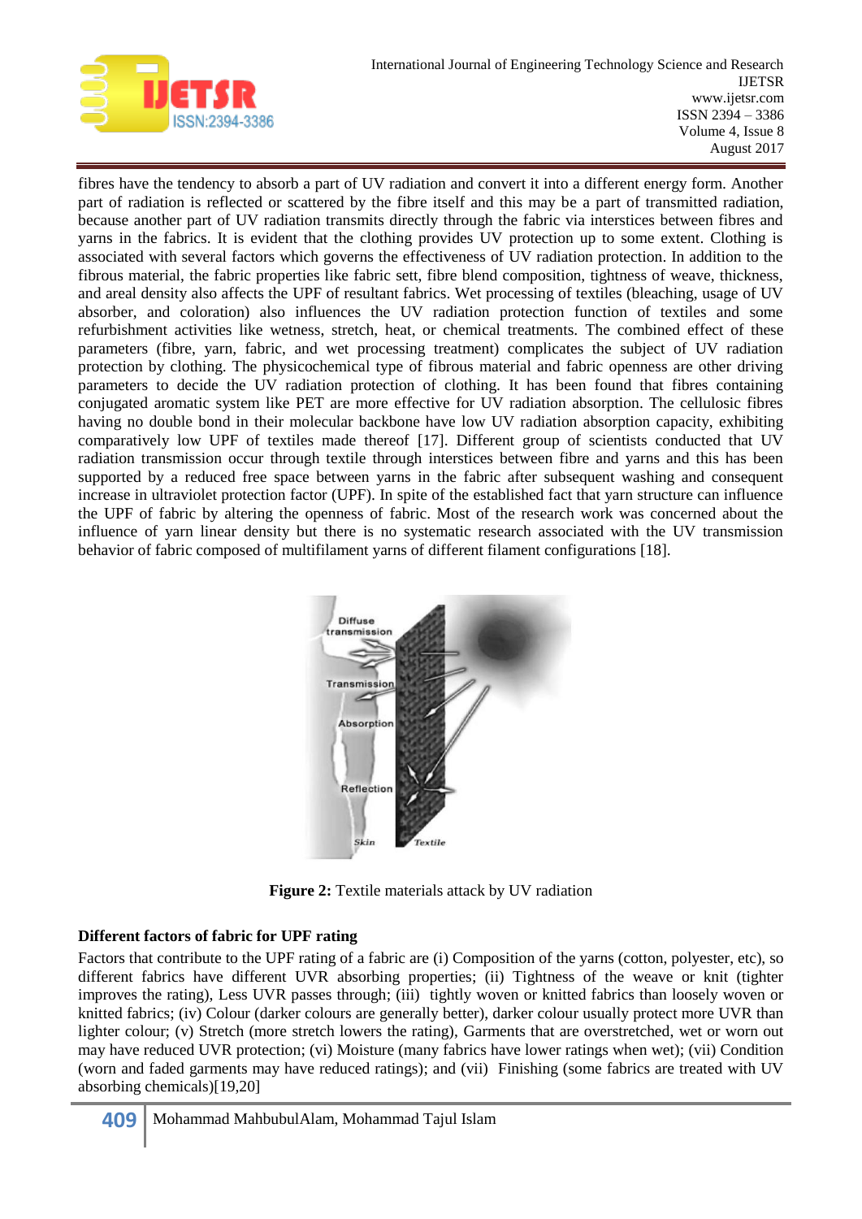fibres have the tendency to absorb a part of UV radiation and convert it into a different energy form. Another part of radiation is reflected or scattered by the fibre itself and this may be a part of transmitted radiation, because another part of UV radiation transmits directly through the fabric via interstices between fibres and yarns in the fabrics. It is evident that the clothing provides UV protection up to some extent. Clothing is associated with several factors which governs the effectiveness of UV radiation protection. In addition to the fibrous material, the fabric properties like fabric sett, fibre blend composition, tightness of weave, thickness, and areal density also affects the UPF of resultant fabrics. Wet processing of textiles (bleaching, usage of UV absorber, and coloration) also influences the UV radiation protection function of textiles and some refurbishment activities like wetness, stretch, heat, or chemical treatments. The combined effect of these parameters (fibre, yarn, fabric, and wet processing treatment) complicates the subject of UV radiation protection by clothing. The physicochemical type of fibrous material and fabric openness are other driving parameters to decide the UV radiation protection of clothing. It has been found that fibres containing conjugated aromatic system like PET are more effective for UV radiation absorption. The cellulosic fibres having no double bond in their molecular backbone have low UV radiation absorption capacity, exhibiting comparatively low UPF of textiles made thereof [17]. Different group of scientists conducted that UV radiation transmission occur through textile through interstices between fibre and yarns and this has been supported by a reduced free space between yarns in the fabric after subsequent washing and consequent increase in ultraviolet protection factor (UPF). In spite of the established fact that yarn structure can influence the UPF of fabric by altering the openness of fabric. Most of the research work was concerned about the influence of yarn linear density but there is no systematic research associated with the UV transmission behavior of fabric composed of multifilament yarns of different filament configurations [18].

**Figure 2:** Textile materials attack by UV radiation

**Different factors of fabric for UPF rating**

Factors that contribute to the UPF rating of a fabric are (i) Composition of the yarns (cotton, polyester, etc), so different fabrics have different UVR absorbing properties; (ii) Tightness of the weave or knit (tighter improves the rating), Less UVR passes through; (iii) tightly woven or knitted fabrics than loosely woven or knitted fabrics; (iv) Colour (darker colours are generally better), darker colour usually protect more UVR than lighter colour; (v) Stretch (more stretch lowers the rating), Garments that are overstretched, wet or worn out may have reduced UVR protection; (vi) Moisture (many fabrics have lower ratings when wet); (vii) Condition (worn and faded garments may have reduced ratings); and (vii) Finishing (some fabrics are treated with UV absorbing chemicals)[19,20]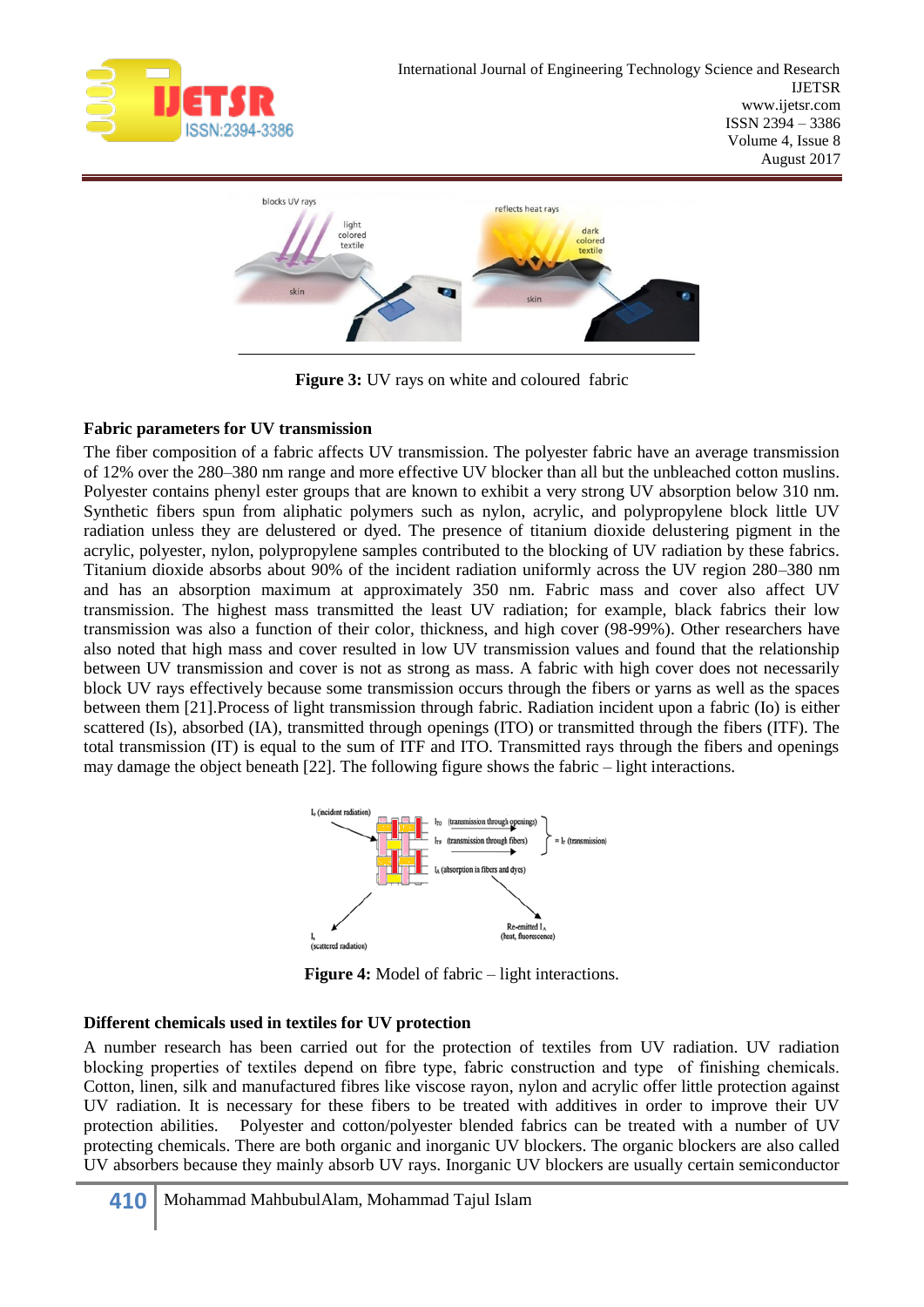**Figure 3:** UV rays on white and coloured fabric

**Fabric parameters for UV transmission**

The fiber composition of a fabric affects UV transmission. The polyester fabric have an average transmission of 12% over the 280–380 nm range and more effective UV blocker than all but the unbleached cotton muslins. Polyester contains phenyl ester groups that are known to exhibit a very strong UV absorption below 310 nm. Synthetic fibers spun from aliphatic polymers such as nylon, acrylic, and polypropylene block little UV radiation unless they are delustered or dyed. The presence of titanium dioxide delustering pigment in the acrylic, polyester, nylon, polypropylene samples contributed to the blocking of UV radiation by these fabrics. Titanium dioxide absorbs about 90% of the incident radiation uniformly across the UV region 280–380 nm and has an absorption maximum at approximately 350 nm. Fabric mass and cover also affect UV transmission. The highest mass transmitted the least UV radiation; for example, black fabrics their low transmission was also a function of their color, thickness, and high cover (98-99%). Other researchers have also noted that high mass and cover resulted in low UV transmission values and found that the relationship between UV transmission and cover is not as strong as mass. A fabric with high cover does not necessarily block UV rays effectively because some transmission occurs through the fibers or yarns as well as the spaces between them [21].Process of light transmission through fabric. Radiation incident upon a fabric (Io) is either scattered (Is), absorbed (IA), transmitted through openings (ITO) or transmitted through the fibers (ITF). The total transmission (IT) is equal to the sum of ITF and ITO. Transmitted rays through the fibers and openings may damage the object beneath [22]. The following figure shows the fabric – light interactions.

**Figure 4:** Model of fabric – light interactions.

**Different chemicals used in textiles for UV protection**

A number research has been carried out for the protection of textiles from UV radiation. UV radiation blocking properties of textiles depend on fibre type, fabric construction and type of finishing chemicals. Cotton, linen, silk and manufactured fibres like viscose rayon, nylon and acrylic offer little protection against UV radiation. It is necessary for these fibers to be treated with additives in order to improve their UV protection abilities. Polyester and cotton/polyester blended fabrics can be treated with a number of UV protecting chemicals. There are both organic and inorganic UV blockers. The organic blockers are also called UV absorbers because they mainly absorb UV rays. Inorganic UV blockers are usually certain semiconductor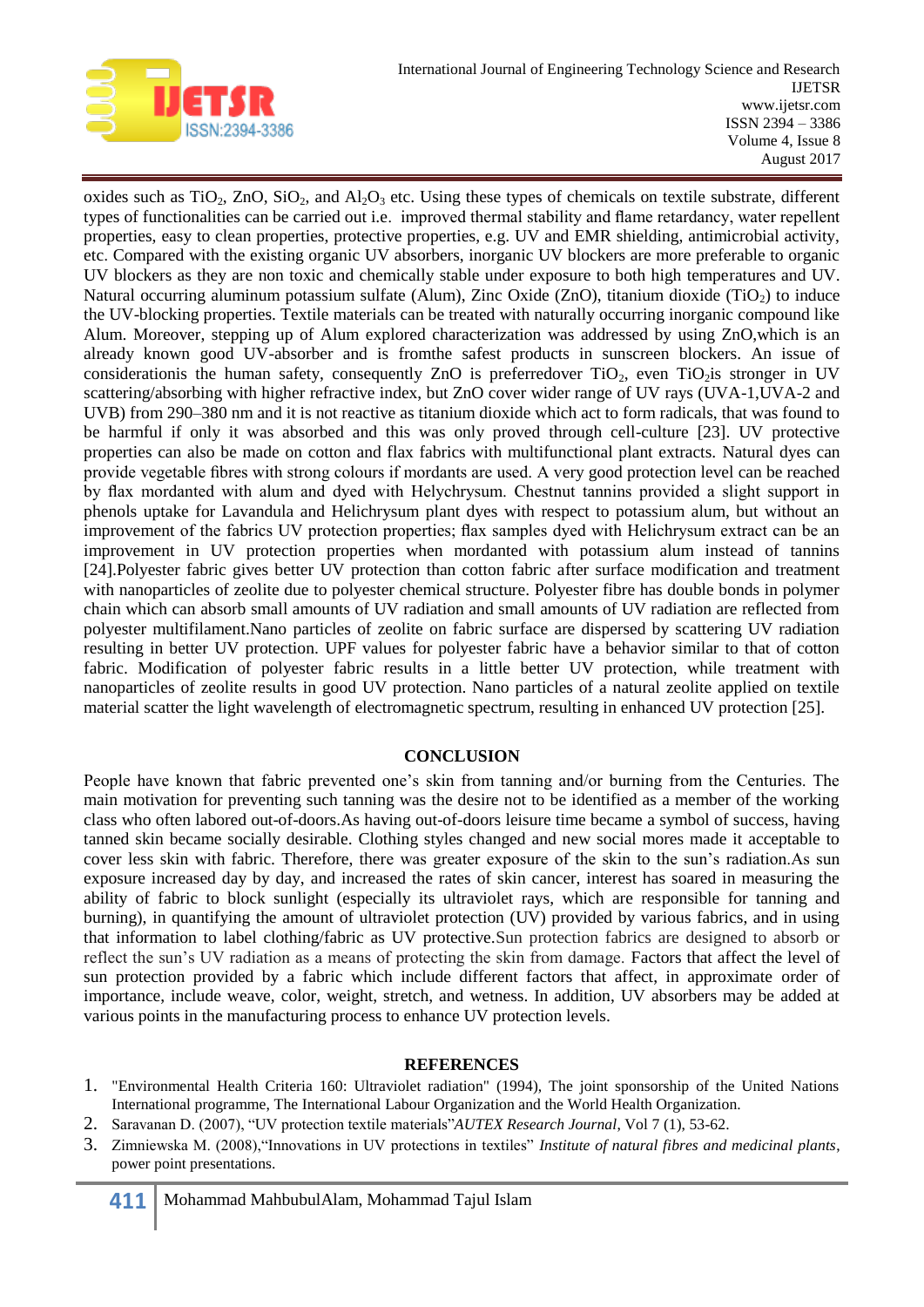oxides such as $TiO_2$, ZnO, $SiO_2$, and $Al_2O_3$ etc. Using these types of chemicals on textile substrate, different types of functionalities can be carried out i.e. improved thermal stability and flame retardancy, water repellent properties, easy to clean properties, protective properties, e.g. UV and EMR shielding, antimicrobial activity, etc. Compared with the existing organic UV absorbers, inorganic UV blockers are more preferable to organic UV blockers as they are non toxic and chemically stable under exposure to both high temperatures and UV. Natural occurring aluminum potassium sulfate (Alum), Zinc Oxide (ZnO), titanium dioxide ($TiO_2$) to induce the UV-blocking properties. Textile materials can be treated with naturally occurring inorganic compound like Alum. Moreover, stepping up of Alum explored characterization was addressed by using ZnO,which is an already known good UV-absorber and is fromthe safest products in sunscreen blockers. An issue of considerationis the human safety, consequently ZnO is preferredover $TiO_2$, even $TiO_2$is stronger in UV scattering/absorbing with higher refractive index, but ZnO cover wider range of UV rays (UVA-1,UVA-2 and UVB) from 290–380 nm and it is not reactive as titanium dioxide which act to form radicals, that was found to be harmful if only it was absorbed and this was only proved through cell-culture [23]. UV protective properties can also be made on cotton and flax fabrics with multifunctional plant extracts. Natural dyes can provide vegetable fibres with strong colours if mordants are used. A very good protection level can be reached by flax mordanted with alum and dyed with Helychrysum. Chestnut tannins provided a slight support in phenols uptake for Lavandula and Helichrysum plant dyes with respect to potassium alum, but without an improvement of the fabrics UV protection properties; flax samples dyed with Helichrysum extract can be an improvement in UV protection properties when mordanted with potassium alum instead of tannins [24].Polyester fabric gives better UV protection than cotton fabric after surface modification and treatment with nanoparticles of zeolite due to polyester chemical structure. Polyester fibre has double bonds in polymer chain which can absorb small amounts of UV radiation and small amounts of UV radiation are reflected from polyester multifilament.Nano particles of zeolite on fabric surface are dispersed by scattering UV radiation resulting in better UV protection. UPF values for polyester fabric have a behavior similar to that of cotton fabric. Modification of polyester fabric results in a little better UV protection, while treatment with nanoparticles of zeolite results in good UV protection. Nano particles of a natural zeolite applied on textile material scatter the light wavelength of electromagnetic spectrum, resulting in enhanced UV protection [25].

## CONCLUSION

People have known that fabric prevented one's skin from tanning and/or burning from the Centuries. The main motivation for preventing such tanning was the desire not to be identified as a member of the working class who often labored out-of-doors.As having out-of-doors leisure time became a symbol of success, having tanned skin became socially desirable. Clothing styles changed and new social mores made it acceptable to cover less skin with fabric. Therefore, there was greater exposure of the skin to the sun's radiation.As sun exposure increased day by day, and increased the rates of skin cancer, interest has soared in measuring the ability of fabric to block sunlight (especially its ultraviolet rays, which are responsible for tanning and burning), in quantifying the amount of ultraviolet protection (UV) provided by various fabrics, and in using that information to label clothing/fabric as UV protective.Sun protection fabrics are designed to absorb or reflect the sun's UV radiation as a means of protecting the skin from damage. Factors that affect the level of sun protection provided by a fabric which include different factors that affect, in approximate order of importance, include weave, color, weight, stretch, and wetness. In addition, UV absorbers may be added at various points in the manufacturing process to enhance UV protection levels.

## REFERENCES

1. "Environmental Health Criteria 160: Ultraviolet radiation" (1994), The joint sponsorship of the United Nations International programme, The International Labour Organization and the World Health Organization.
2. Saravanan D. (2007), "UV protection textile materials"*AUTEX Research Journal*, Vol 7 (1), 53-62.
3. Zimniewska M. (2008),"Innovations in UV protections in textiles" *Institute of natural fibres and medicinal plants*, power point presentations.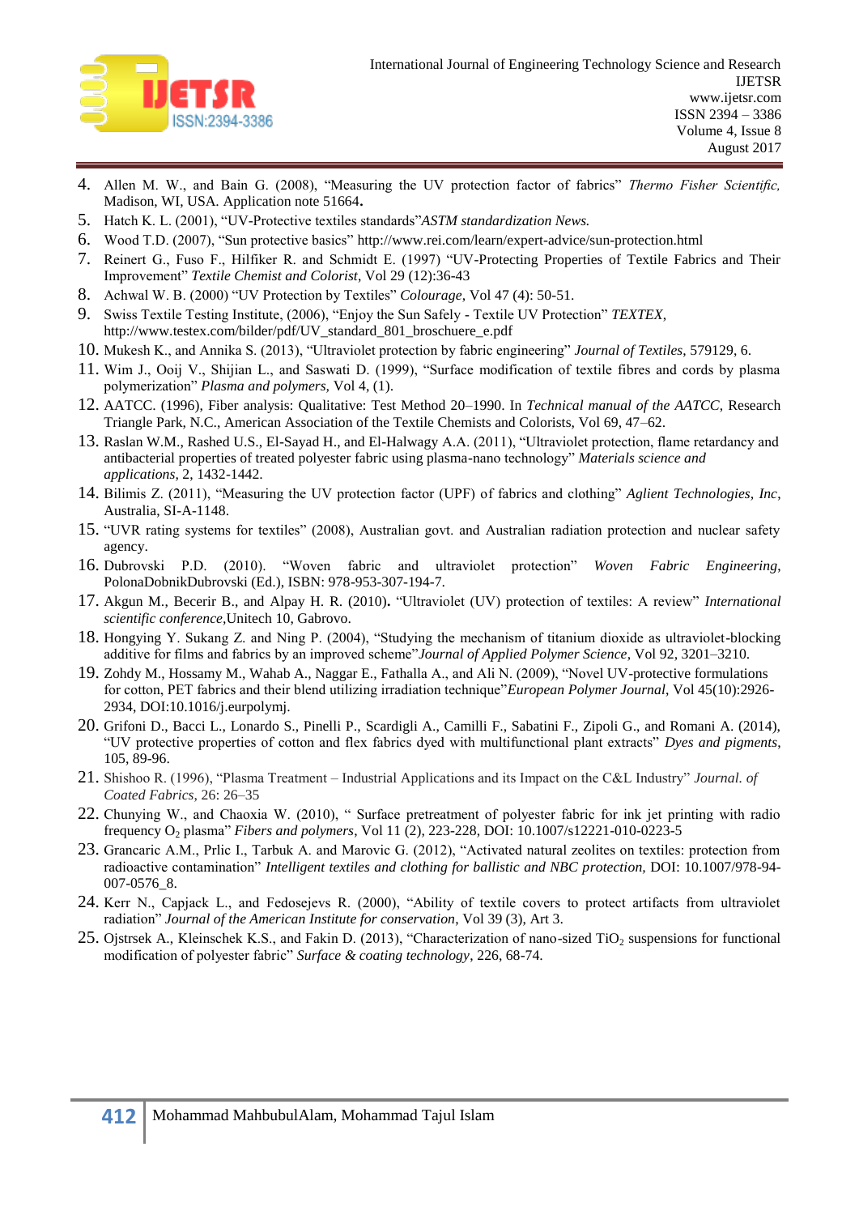4. Allen M. W., and Bain G. (2008), "Measuring the UV protection factor of fabrics" *Thermo Fisher Scientific*, Madison, WI, USA. Application note 51664**.**
5. Hatch K. L. (2001), "UV-Protective textiles standards"*ASTM standardization News.*
6. Wood T.D. (2007), "Sun protective basics" http://www.rei.com/learn/expert-advice/sun-protection.html
7. Reinert G., Fuso F., Hilfiker R. and Schmidt E. (1997) "UV-Protecting Properties of Textile Fabrics and Their Improvement" *Textile Chemist and Colorist*, Vol 29 (12):36-43
8. Achwal W. B. (2000) "UV Protection by Textiles" *Colourage*, Vol 47 (4): 50-51.
9. Swiss Textile Testing Institute, (2006), "Enjoy the Sun Safely - Textile UV Protection" *TEXTEX*, http://www.testex.com/bilder/pdf/UV_standard_801_broschuere_e.pdf
10. Mukesh K., and Annika S. (2013), "Ultraviolet protection by fabric engineering" *Journal of Textiles*, 579129, 6.
11. Wim J., Ooij V., Shijian L., and Saswati D. (1999), "Surface modification of textile fibres and cords by plasma polymerization" *Plasma and polymers*, Vol 4, (1).
12. AATCC. (1996), Fiber analysis: Qualitative: Test Method 20–1990. In *Technical manual of the AATCC*, Research Triangle Park, N.C., American Association of the Textile Chemists and Colorists, Vol 69, 47–62.
13. Raslan W.M., Rashed U.S., El-Sayad H., and El-Halwagy A.A. (2011), "Ultraviolet protection, flame retardancy and antibacterial properties of treated polyester fabric using plasma-nano technology" *Materials science and applications*, 2, 1432-1442.
14. Bilimis Z. (2011), "Measuring the UV protection factor (UPF) of fabrics and clothing" *Aglient Technologies, Inc*, Australia, SI-A-1148.
15. "UVR rating systems for textiles" (2008), Australian govt. and Australian radiation protection and nuclear safety agency.
16. Dubrovski P.D. (2010). "Woven fabric and ultraviolet protection" *Woven Fabric Engineering*, PolonaDobnikDubrovski (Ed.), ISBN: 978-953-307-194-7.
17. Akgun M., Becerir B., and Alpay H. R. (2010)**.** "Ultraviolet (UV) protection of textiles: A review" *International scientific conference*,Unitech 10, Gabrovo.
18. Hongying Y. Sukang Z. and Ning P. (2004), "Studying the mechanism of titanium dioxide as ultraviolet-blocking additive for films and fabrics by an improved scheme"*Journal of Applied Polymer Science*, Vol 92, 3201–3210.
19. Zohdy M., Hossamy M., Wahab A., Naggar E., Fathalla A., and Ali N. (2009), "Novel UV-protective formulations for cotton, PET fabrics and their blend utilizing irradiation technique"*European Polymer Journal*, Vol 45(10):2926-2934, DOI:10.1016/j.eurpolymj.
20. Grifoni D., Bacci L., Lonardo S., Pinelli P., Scardigli A., Camilli F., Sabatini F., Zipoli G., and Romani A. (2014), "UV protective properties of cotton and flex fabrics dyed with multifunctional plant extracts" *Dyes and pigments*, 105, 89-96.
21. Shishoo R. (1996), "Plasma Treatment – Industrial Applications and its Impact on the C&L Industry" *Journal. of Coated Fabrics*, 26: 26–35
22. Chunying W., and Chaoxia W. (2010), " Surface pretreatment of polyester fabric for ink jet printing with radio frequency $O_2$ plasma" *Fibers and polymers*, Vol 11 (2), 223-228, DOI: 10.1007/s12221-010-0223-5
23. Grancaric A.M., Prlic I., Tarbuk A. and Marovic G. (2012), "Activated natural zeolites on textiles: protection from radioactive contamination" *Intelligent textiles and clothing for ballistic and NBC protection*, DOI: 10.1007/978-94-007-0576_8.
24. Kerr N., Capjack L., and Fedosejevs R. (2000), "Ability of textile covers to protect artifacts from ultraviolet radiation" *Journal of the American Institute for conservation*, Vol 39 (3), Art 3.
25. Ojstrsek A., Kleinscheck K.S., and Fakin D. (2013), "Characterization of nano-sized $TiO_2$ suspensions for functional modification of polyester fabric" *Surface & coating technology*, 226, 68-74.